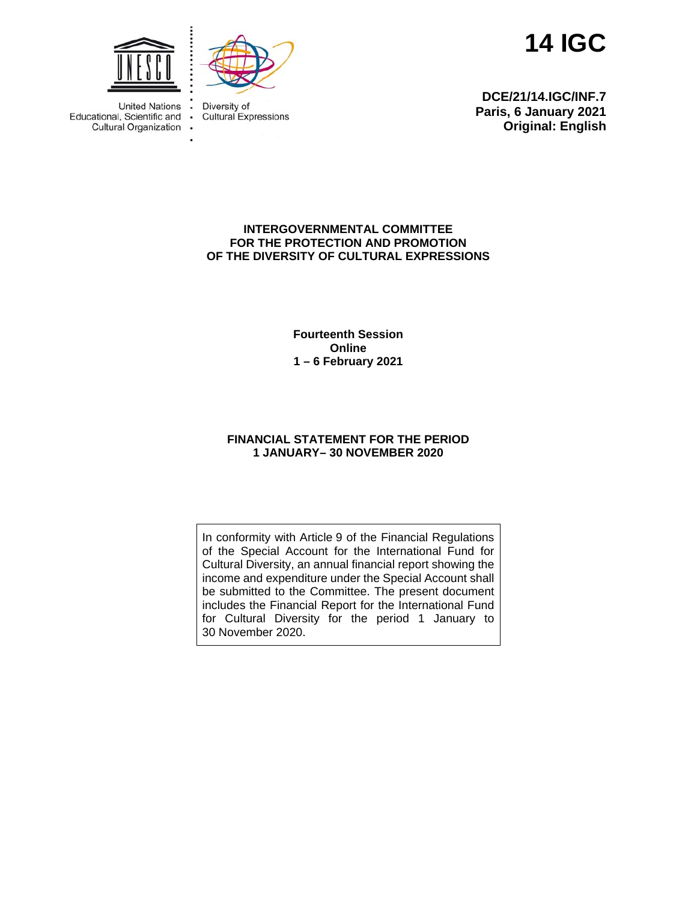United Nations Educational, Scientific and Cultural Organization

Diversity of Cultural Expressions

# 14 IGC

**DCE/21/14.IGC/INF.7**
**Paris, 6 January 2021**
**Original: English**

**INTERGOVERNMENTAL COMMITTEE FOR THE PROTECTION AND PROMOTION OF THE DIVERSITY OF CULTURAL EXPRESSIONS**

**Fourteenth Session**
**Online**
**1 – 6 February 2021**

## FINANCIAL STATEMENT FOR THE PERIOD 1 JANUARY– 30 NOVEMBER 2020

In conformity with Article 9 of the Financial Regulations of the Special Account for the International Fund for Cultural Diversity, an annual financial report showing the income and expenditure under the Special Account shall be submitted to the Committee. The present document includes the Financial Report for the International Fund for Cultural Diversity for the period 1 January to 30 November 2020.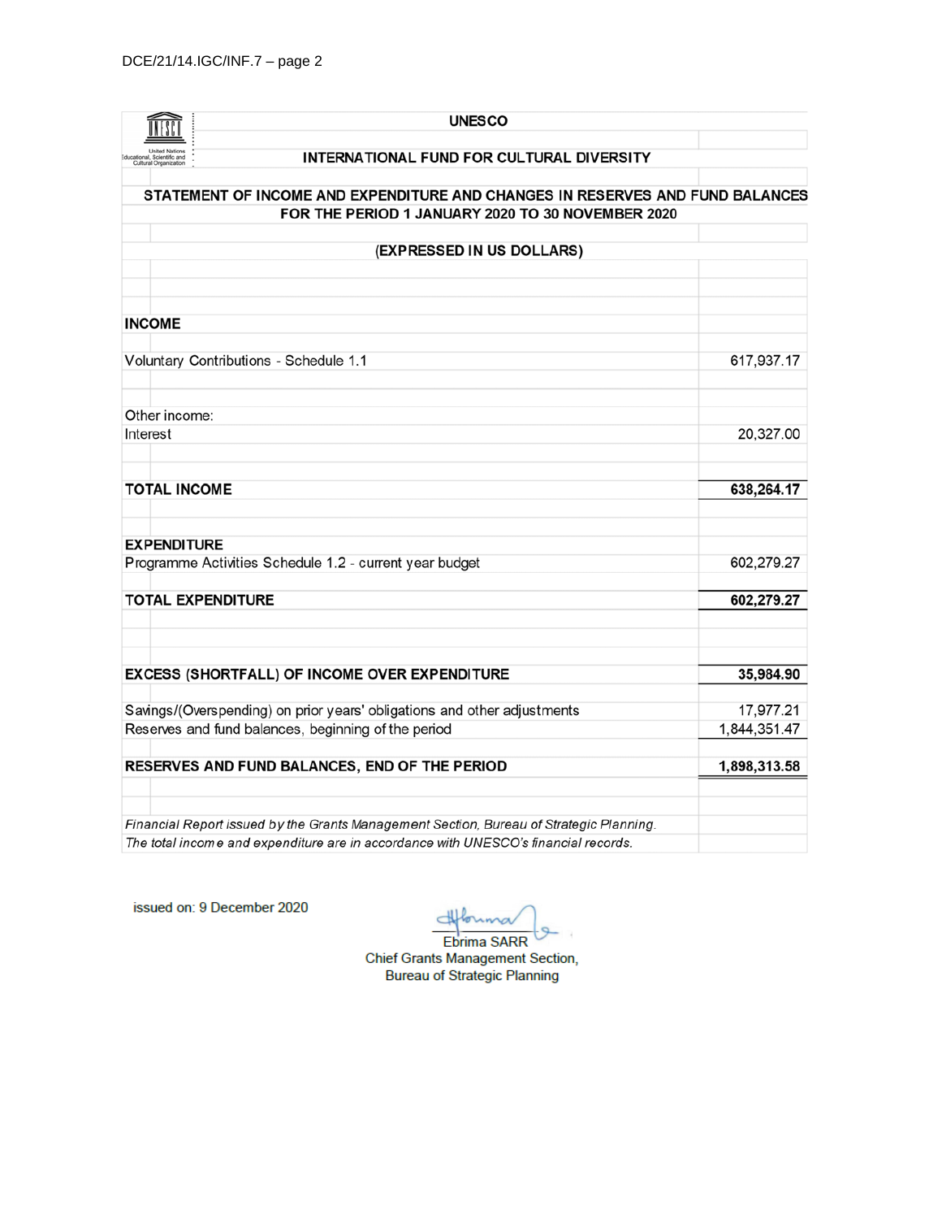**UNESCO**

**INTERNATIONAL FUND FOR CULTURAL DIVERSITY**

**STATEMENT OF INCOME AND EXPENDITURE AND CHANGES IN RESERVES AND FUND BALANCES FOR THE PERIOD 1 JANUARY 2020 TO 30 NOVEMBER 2020**

**(EXPRESSED IN US DOLLARS)**

| | |
|---|---|
| **INCOME** | |
| Voluntary Contributions - Schedule 1.1 | 617,937.17 |
| Other income: | |
| Interest | 20,327.00 |
| **TOTAL INCOME** | **638,264.17** |
| **EXPENDITURE** | |
| Programme Activities Schedule 1.2 - current year budget | 602,279.27 |
| **TOTAL EXPENDITURE** | **602,279.27** |
| **EXCESS (SHORTFALL) OF INCOME OVER EXPENDITURE** | **35,984.90** |
| Savings/(Overspending) on prior years' obligations and other adjustments | 17,977.21 |
| Reserves and fund balances, beginning of the period | 1,844,351.47 |
| **RESERVES AND FUND BALANCES, END OF THE PERIOD** | **1,898,313.58** |

*Financial Report issued by the Grants Management Section, Bureau of Strategic Planning.*
*The total income and expenditure are in accordance with UNESCO's financial records.*

issued on: 9 December 2020

Ebrima SARR
Chief Grants Management Section,
Bureau of Strategic Planning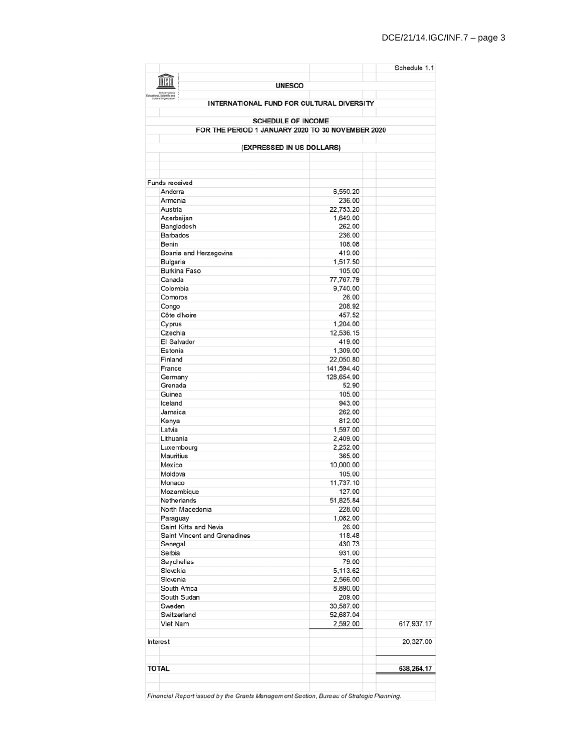Schedule 1.1

**UNESCO**

**INTERNATIONAL FUND FOR CULTURAL DIVERSITY**

**SCHEDULE OF INCOME**

**FOR THE PERIOD 1 JANUARY 2020 TO 30 NOVEMBER 2020**

**(EXPRESSED IN US DOLLARS)**

| | | |
|---|---|---|
| Funds received | | |
| Andorra | 6,550.20 | |
| Armenia | 236.00 | |
| Austria | 22,753.20 | |
| Azerbaijan | 1,649.00 | |
| Bangladesh | 262.00 | |
| Barbados | 236.00 | |
| Benin | 108.08 | |
| Bosnia and Herzegovina | 419.00 | |
| Bulgaria | 1,517.50 | |
| Burkina Faso | 105.00 | |
| Canada | 77,767.79 | |
| Colombia | 9,740.00 | |
| Comoros | 26.00 | |
| Congo | 208.92 | |
| Côte d'Ivoire | 457.52 | |
| Cyprus | 1,204.00 | |
| Czechia | 12,536.15 | |
| El Salvador | 419.00 | |
| Estonia | 1,309.00 | |
| Finland | 22,050.80 | |
| France | 141,594.40 | |
| Germany | 128,654.90 | |
| Grenada | 52.90 | |
| Guinea | 105.00 | |
| Iceland | 943.00 | |
| Jamaica | 262.00 | |
| Kenya | 812.00 | |
| Latvia | 1,597.00 | |
| Lithuania | 2,409.00 | |
| Luxembourg | 2,252.00 | |
| Mauritius | 365.00 | |
| Mexico | 10,000.00 | |
| Moldova | 105.00 | |
| Monaco | 11,737.10 | |
| Mozambique | 127.00 | |
| Netherlands | 51,825.84 | |
| North Macedonia | 228.00 | |
| Paraguay | 1,082.00 | |
| Saint Kitts and Nevis | 26.00 | |
| Saint Vincent and Grenadines | 118.48 | |
| Senegal | 430.73 | |
| Serbia | 931.00 | |
| Seychelles | 79.00 | |
| Slovakia | 5,113.62 | |
| Slovenia | 2,566.00 | |
| South Africa | 8,890.00 | |
| South Sudan | 209.00 | |
| Sweden | 30,587.00 | |
| Switzerland | 52,687.04 | |
| Viet Nam | 2,592.00 | 617,937.17 |
| Interest | | 20,327.00 |
| **TOTAL** | | **638,264.17** |

*Financial Report issued by the Grants Management Section, Bureau of Strategic Planning.*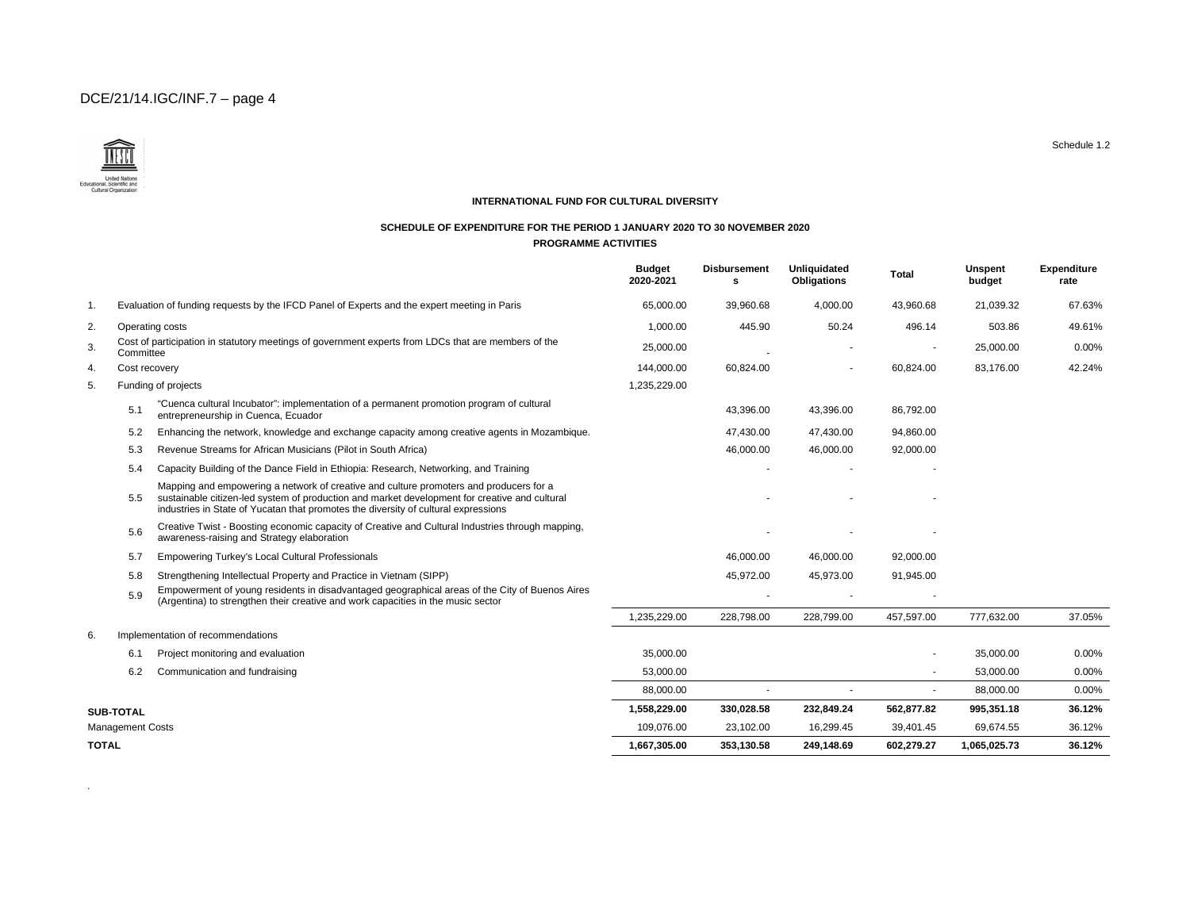Schedule 1.2

**INTERNATIONAL FUND FOR CULTURAL DIVERSITY**

**SCHEDULE OF EXPENDITURE FOR THE PERIOD 1 JANUARY 2020 TO 30 NOVEMBER 2020**

**PROGRAMME ACTIVITIES**

| | | | Budget 2020-2021 | Disbursements | Unliquidated Obligations | Total | Unspent budget | Expenditure rate |
|---|---|---|---|---|---|---|---|---|
| 1. | Evaluation of funding requests by the IFCD Panel of Experts and the expert meeting in Paris | | 65,000.00 | 39,960.68 | 4,000.00 | 43,960.68 | 21,039.32 | 67.63% |
| 2. | Operating costs | | 1,000.00 | 445.90 | 50.24 | 496.14 | 503.86 | 49.61% |
| 3. | Cost of participation in statutory meetings of government experts from LDCs that are members of the Committee | | 25,000.00 | - | - | - | 25,000.00 | 0.00% |
| 4. | Cost recovery | | 144,000.00 | 60,824.00 | - | 60,824.00 | 83,176.00 | 42.24% |
| 5. | Funding of projects | | 1,235,229.00 | | | | | |
| | 5.1 | "Cuenca cultural Incubator": implementation of a permanent promotion program of cultural entrepreneurship in Cuenca, Ecuador | | 43,396.00 | 43,396.00 | 86,792.00 | | |
| | 5.2 | Enhancing the network, knowledge and exchange capacity among creative agents in Mozambique. | | 47,430.00 | 47,430.00 | 94,860.00 | | |
| | 5.3 | Revenue Streams for African Musicians (Pilot in South Africa) | | 46,000.00 | 46,000.00 | 92,000.00 | | |
| | 5.4 | Capacity Building of the Dance Field in Ethiopia: Research, Networking, and Training | | - | - | - | | |
| | 5.5 | Mapping and empowering a network of creative and culture promoters and producers for a sustainable citizen-led system of production and market development for creative and cultural industries in State of Yucatan that promotes the diversity of cultural expressions | | - | - | - | | |
| | 5.6 | Creative Twist - Boosting economic capacity of Creative and Cultural Industries through mapping, awareness-raising and Strategy elaboration | | - | - | - | | |
| | 5.7 | Empowering Turkey's Local Cultural Professionals | | 46,000.00 | 46,000.00 | 92,000.00 | | |
| | 5.8 | Strengthening Intellectual Property and Practice in Vietnam (SIPP) | | 45,972.00 | 45,973.00 | 91,945.00 | | |
| | 5.9 | Empowerment of young residents in disadvantaged geographical areas of the City of Buenos Aires (Argentina) to strengthen their creative and work capacities in the music sector | | - | - | - | | |
| | | | 1,235,229.00 | 228,798.00 | 228,799.00 | 457,597.00 | 777,632.00 | 37.05% |
| 6. | Implementation of recommendations | | | | | | | |
| | 6.1 | Project monitoring and evaluation | 35,000.00 | | | - | 35,000.00 | 0.00% |
| | 6.2 | Communication and fundraising | 53,000.00 | | | - | 53,000.00 | 0.00% |
| | | | 88,000.00 | - | - | - | 88,000.00 | 0.00% |
| **SUB-TOTAL** | | | **1,558,229.00** | **330,028.58** | **232,849.24** | **562,877.82** | **995,351.18** | **36.12%** |
| Management Costs | | | 109,076.00 | 23,102.00 | 16,299.45 | 39,401.45 | 69,674.55 | 36.12% |
| **TOTAL** | | | **1,667,305.00** | **353,130.58** | **249,148.69** | **602,279.27** | **1,065,025.73** | **36.12%** |